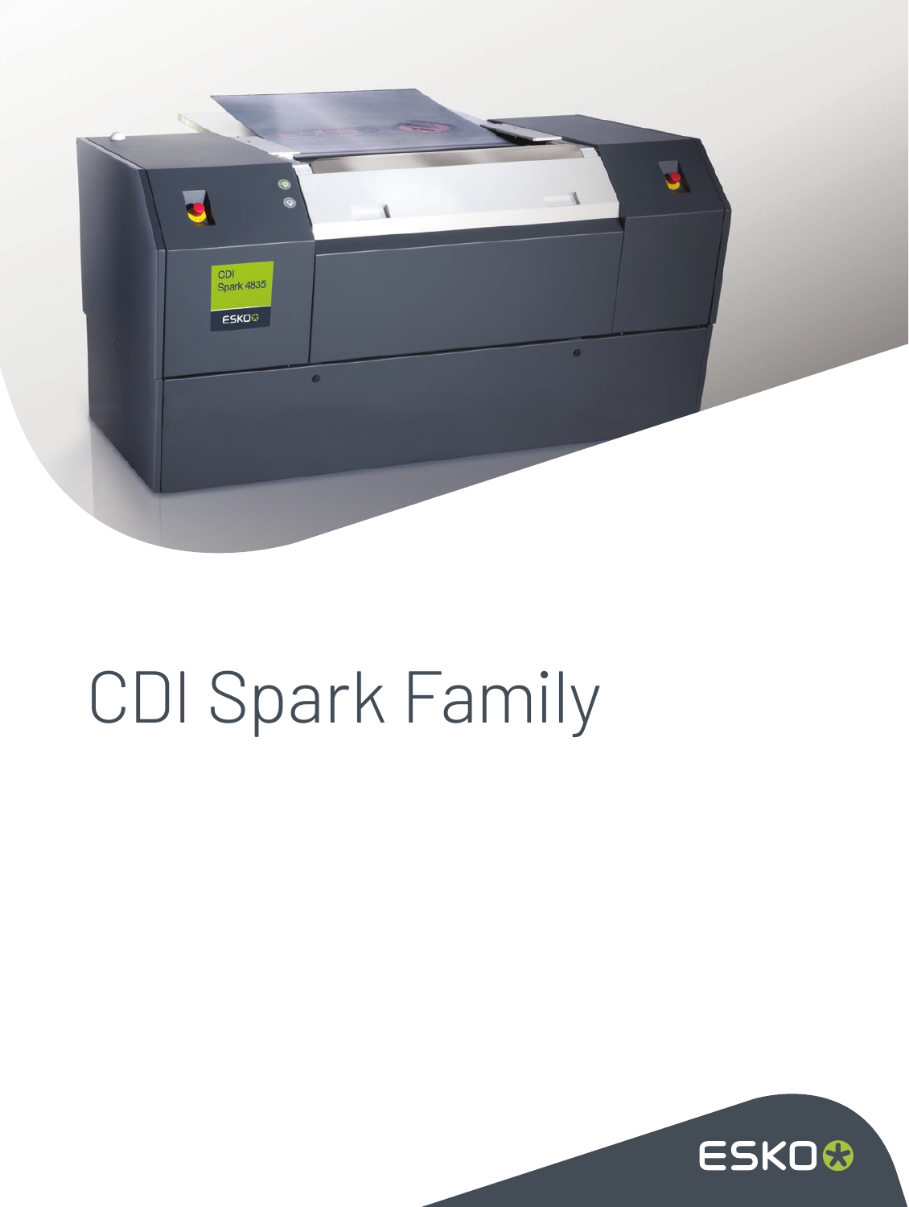# CDI Spark Family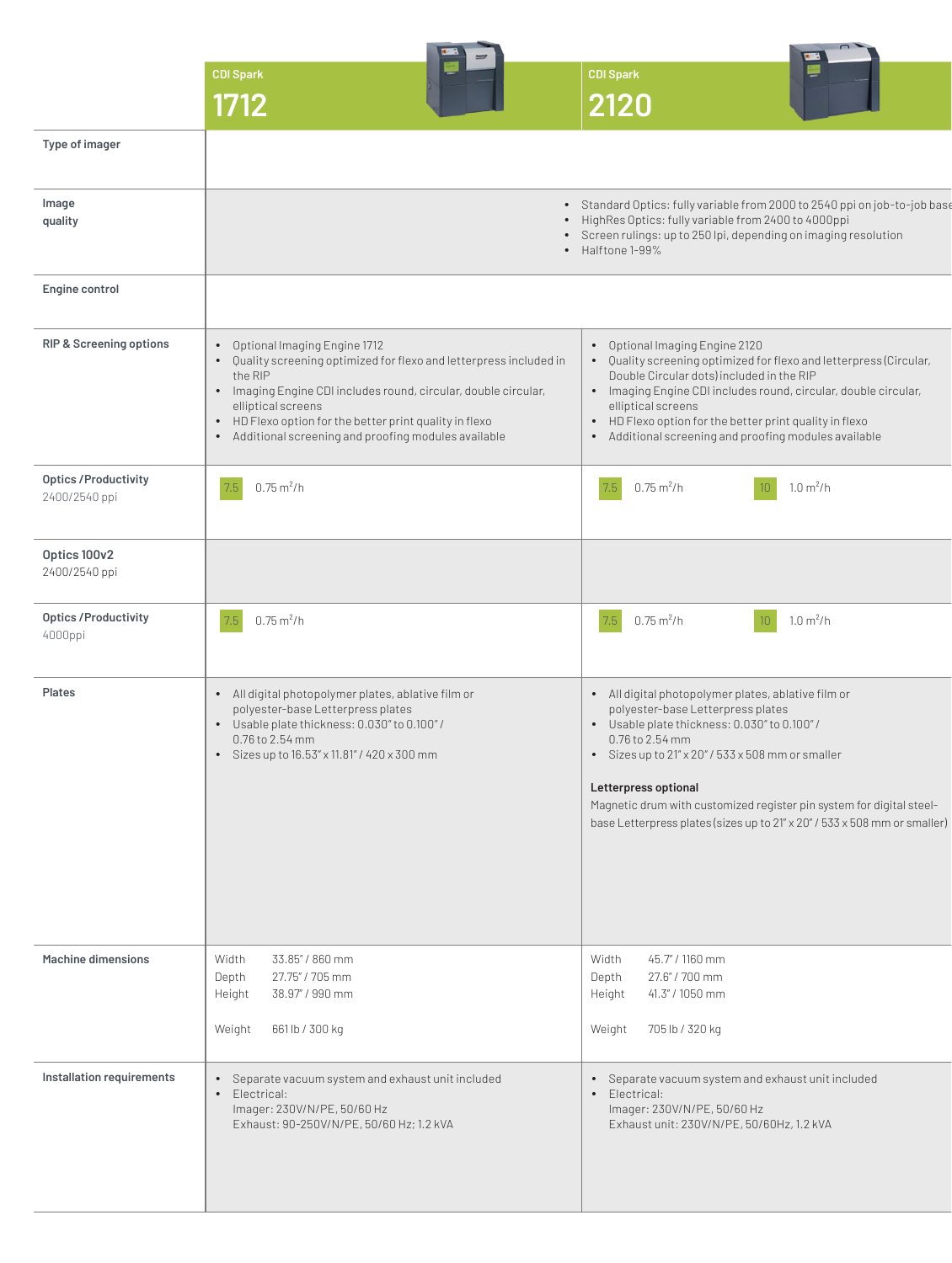| | CDI Spark 1712 | CDI Spark 2120 |
|---|---|---|
| **Type of imager** | | |
| **Image quality** | • Standard Optics: fully variable from 2000 to 2540 ppi on job-to-job base<br>• HighRes Optics: fully variable from 2400 to 4000ppi<br>• Screen rulings: up to 250 lpi, depending on imaging resolution<br>• Halftone 1-99% | |
| **Engine control** | | |
| **RIP & Screening options** | • Optional Imaging Engine 1712<br>• Quality screening optimized for flexo and letterpress included in the RIP<br>• Imaging Engine CDI includes round, circular, double circular, elliptical screens<br>• HD Flexo option for the better print quality in flexo<br>• Additional screening and proofing modules available | • Optional Imaging Engine 2120<br>• Quality screening optimized for flexo and letterpress (Circular, Double Circular dots) included in the RIP<br>• Imaging Engine CDI includes round, circular, double circular, elliptical screens<br>• HD Flexo option for the better print quality in flexo<br>• Additional screening and proofing modules available |
| **Optics /Productivity** 2400/2540 ppi | 7.5 0.75 $m^2$/h | 7.5 0.75 $m^2$/h<br>10 1.0 $m^2$/h |
| **Optics 100v2** 2400/2540 ppi | | |
| **Optics /Productivity** 4000ppi | 7.5 0.75 $m^2$/h | 7.5 0.75 $m^2$/h<br>10 1.0 $m^2$/h |
| **Plates** | • All digital photopolymer plates, ablative film or polyester-base Letterpress plates<br>• Usable plate thickness: 0.030" to 0.100" / 0.76 to 2.54 mm<br>• Sizes up to 16.53" x 11.81" / 420 x 300 mm | • All digital photopolymer plates, ablative film or polyester-base Letterpress plates<br>• Usable plate thickness: 0.030" to 0.100" / 0.76 to 2.54 mm<br>• Sizes up to 21" x 20" / 533 x 508 mm or smaller<br><br>**Letterpress optional**<br>Magnetic drum with customized register pin system for digital steel-base Letterpress plates (sizes up to 21" x 20" / 533 x 508 mm or smaller) |
| **Machine dimensions** | Width 33.85" / 860 mm<br>Depth 27.75" / 705 mm<br>Height 38.97" / 990 mm<br><br>Weight 661 lb / 300 kg | Width 45.7" / 1160 mm<br>Depth 27.6" / 700 mm<br>Height 41.3" / 1050 mm<br><br>Weight 705 lb / 320 kg |
| **Installation requirements** | • Separate vacuum system and exhaust unit included<br>• Electrical:<br>Imager: 230V/N/PE, 50/60 Hz<br>Exhaust: 90-250V/N/PE, 50/60 Hz; 1.2 kVA | • Separate vacuum system and exhaust unit included<br>• Electrical:<br>Imager: 230V/N/PE, 50/60 Hz<br>Exhaust unit: 230V/N/PE, 50/60Hz, 1.2 kVA |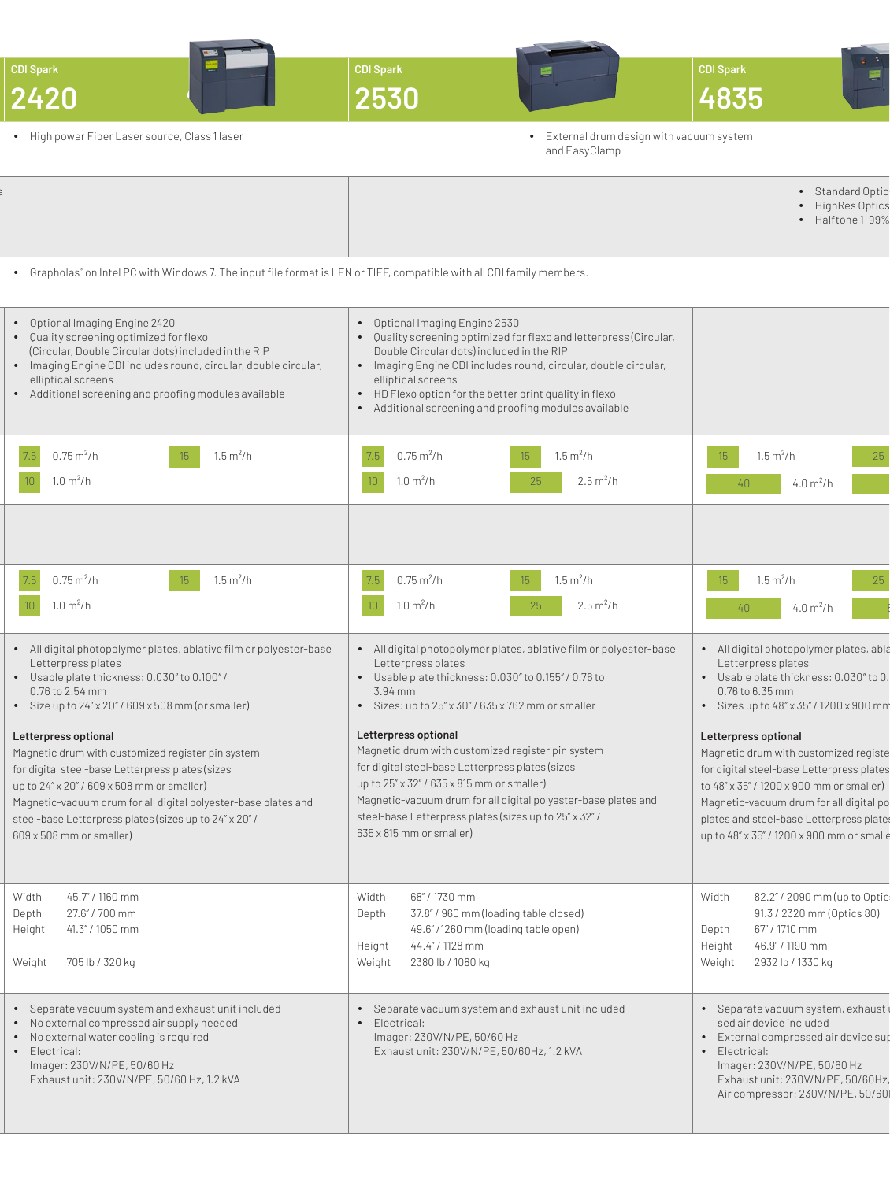| CDI Spark 2420 | CDI Spark 2530 | CDI Spark 4835 |
|---|---|---|
| • High power Fiber Laser source, Class 1 laser | • External drum design with vacuum system and EasyClamp | |
| | | • Standard Optic<br>• HighRes Optics<br>• Halftone 1-99% |
| • Grapholas® on Intel PC with Windows 7. The input file format is LEN or TIFF, compatible with all CDI family members. | | |
| • Optional Imaging Engine 2420<br>• Quality screening optimized for flexo (Circular, Double Circular dots) included in the RIP<br>• Imaging Engine CDI includes round, circular, double circular, elliptical screens<br>• Additional screening and proofing modules available | • Optional Imaging Engine 2530<br>• Quality screening optimized for flexo and letterpress (Circular, Double Circular dots) included in the RIP<br>• Imaging Engine CDI includes round, circular, double circular, elliptical screens<br>• HD Flexo option for the better print quality in flexo<br>• Additional screening and proofing modules available | |
| 7.5 — 0.75 $m^2/h$<br>10 — 1.0 $m^2/h$<br>15 — 1.5 $m^2/h$ | 7.5 — 0.75 $m^2/h$<br>10 — 1.0 $m^2/h$<br>15 — 1.5 $m^2/h$<br>25 — 2.5 $m^2/h$ | 15 — 1.5 $m^2/h$<br>40 — 4.0 $m^2/h$<br>25 |
| | | |
| 7.5 — 0.75 $m^2/h$<br>10 — 1.0 $m^2/h$<br>15 — 1.5 $m^2/h$ | 7.5 — 0.75 $m^2/h$<br>10 — 1.0 $m^2/h$<br>15 — 1.5 $m^2/h$<br>25 — 2.5 $m^2/h$ | 15 — 1.5 $m^2/h$<br>40 — 4.0 $m^2/h$<br>25 |
| • All digital photopolymer plates, ablative film or polyester-base Letterpress plates<br>• Usable plate thickness: 0.030" to 0.100" / 0.76 to 2.54 mm<br>• Size up to 24" x 20" / 609 x 508 mm (or smaller)<br><br>**Letterpress optional**<br>Magnetic drum with customized register pin system for digital steel-base Letterpress plates (sizes up to 24" x 20" / 609 x 508 mm or smaller)<br>Magnetic-vacuum drum for all digital polyester-base plates and steel-base Letterpress plates (sizes up to 24" x 20" / 609 x 508 mm or smaller) | • All digital photopolymer plates, ablative film or polyester-base Letterpress plates<br>• Usable plate thickness: 0.030" to 0.155" / 0.76 to 3.94 mm<br>• Sizes: up to 25" x 30" / 635 x 762 mm or smaller<br><br>**Letterpress optional**<br>Magnetic drum with customized register pin system for digital steel-base Letterpress plates (sizes up to 25" x 32" / 635 x 815 mm or smaller)<br>Magnetic-vacuum drum for all digital polyester-base plates and steel-base Letterpress plates (sizes up to 25" x 32" / 635 x 815 mm or smaller) | • All digital photopolymer plates, abla Letterpress plates<br>• Usable plate thickness: 0.030" to 0. 0.76 to 6.35 mm<br>• Sizes up to 48" x 35" / 1200 x 900 mm<br><br>**Letterpress optional**<br>Magnetic drum with customized registe for digital steel-base Letterpress plates to 48" x 35" / 1200 x 900 mm or smaller)<br>Magnetic-vacuum drum for all digital po plates and steel-base Letterpress plate up to 48" x 35" / 1200 x 900 mm or smalle |
| Width 45.7" / 1160 mm<br>Depth 27.6" / 700 mm<br>Height 41.3" / 1050 mm<br>Weight 705 lb / 320 kg | Width 68" / 1730 mm<br>Depth 37.8" / 960 mm (loading table closed) 49.6" / 1260 mm (loading table open)<br>Height 44.4" / 1128 mm<br>Weight 2380 lb / 1080 kg | Width 82.2" / 2090 mm (up to Optic 91.3 / 2320 mm (Optics 80)<br>Depth 67" / 1710 mm<br>Height 46.9" / 1190 mm<br>Weight 2932 lb / 1330 kg |
| • Separate vacuum system and exhaust unit included<br>• No external compressed air supply needed<br>• No external water cooling is required<br>• Electrical:<br>Imager: 230V/N/PE, 50/60 Hz<br>Exhaust unit: 230V/N/PE, 50/60 Hz, 1.2 kVA | • Separate vacuum system and exhaust unit included<br>• Electrical:<br>Imager: 230V/N/PE, 50/60 Hz<br>Exhaust unit: 230V/N/PE, 50/60Hz, 1.2 kVA | • Separate vacuum system, exhaust sed air device included<br>• External compressed air device sup<br>• Electrical:<br>Imager: 230V/N/PE, 50/60 Hz<br>Exhaust unit: 230V/N/PE, 50/60Hz,<br>Air compressor: 230V/N/PE, 50/60 |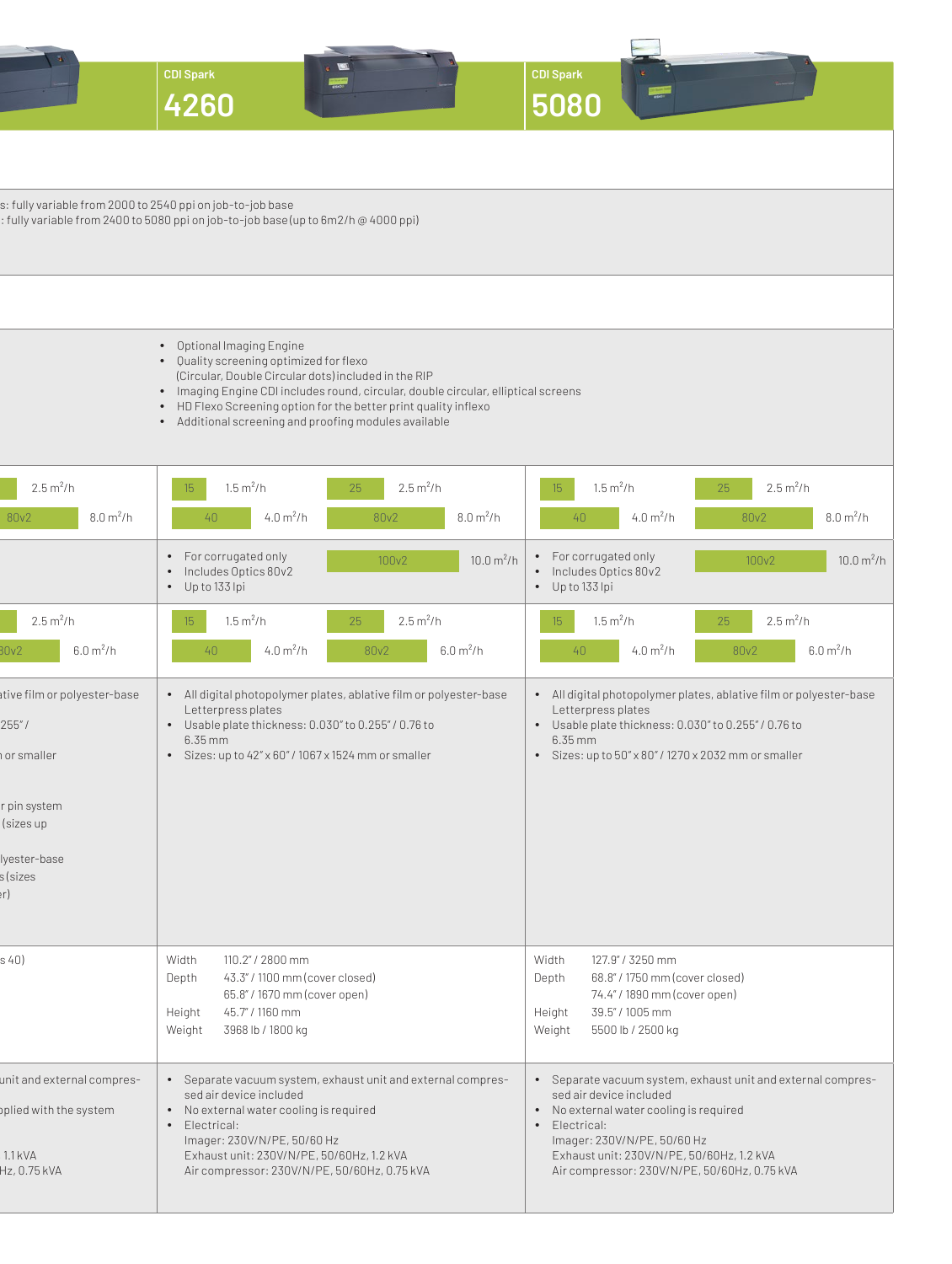| | CDI Spark 4260 | CDI Spark 5080 |
|---|---|---|
| s: fully variable from 2000 to 2540 ppi on job-to-job base<br>: fully variable from 2400 to 5080 ppi on job-to-job base (up to 6m2/h @ 4000 ppi) | | |
| | • Optional Imaging Engine<br>• Quality screening optimized for flexo (Circular, Double Circular dots) included in the RIP<br>• Imaging Engine CDI includes round, circular, double circular, elliptical screens<br>• HD Flexo Screening option for the better print quality inflexo<br>• Additional screening and proofing modules available | |
| 2.5 m²/h<br>80v2 8.0 m²/h | 15 — 1.5 m²/h<br>25 — 2.5 m²/h<br>40 — 4.0 m²/h<br>80v2 — 8.0 m²/h | 15 — 1.5 m²/h<br>25 — 2.5 m²/h<br>40 — 4.0 m²/h<br>80v2 — 8.0 m²/h |
| | • For corrugated only<br>• Includes Optics 80v2<br>• Up to 133 lpi<br>100v2 — 10.0 m²/h | • For corrugated only<br>• Includes Optics 80v2<br>• Up to 133 lpi<br>100v2 — 10.0 m²/h |
| 2.5 m²/h<br>80v2 6.0 m²/h | 15 — 1.5 m²/h<br>25 — 2.5 m²/h<br>40 — 4.0 m²/h<br>80v2 — 6.0 m²/h | 15 — 1.5 m²/h<br>25 — 2.5 m²/h<br>40 — 4.0 m²/h<br>80v2 — 6.0 m²/h |
| ative film or polyester-base<br>255" /<br>or smaller<br>r pin system<br>(sizes up<br>lyester-base<br>s (sizes<br>r) | • All digital photopolymer plates, ablative film or polyester-base Letterpress plates<br>• Usable plate thickness: 0.030" to 0.255" / 0.76 to 6.35 mm<br>• Sizes: up to 42" x 60" / 1067 x 1524 mm or smaller | • All digital photopolymer plates, ablative film or polyester-base Letterpress plates<br>• Usable plate thickness: 0.030" to 0.255" / 0.76 to 6.35 mm<br>• Sizes: up to 50" x 80" / 1270 x 2032 mm or smaller |
| s 40) | Width 110.2" / 2800 mm<br>Depth 43.3" / 1100 mm (cover closed)<br>65.8" / 1670 mm (cover open)<br>Height 45.7" / 1160 mm<br>Weight 3968 lb / 1800 kg | Width 127.9" / 3250 mm<br>Depth 68.8" / 1750 mm (cover closed)<br>74.4" / 1890 mm (cover open)<br>Height 39.5" / 1005 mm<br>Weight 5500 lb / 2500 kg |
| unit and external compres-<br>pplied with the system<br>1.1 kVA<br>Hz, 0.75 kVA | • Separate vacuum system, exhaust unit and external compressed air device included<br>• No external water cooling is required<br>• Electrical:<br>Imager: 230V/N/PE, 50/60 Hz<br>Exhaust unit: 230V/N/PE, 50/60Hz, 1.2 kVA<br>Air compressor: 230V/N/PE, 50/60Hz, 0.75 kVA | • Separate vacuum system, exhaust unit and external compressed air device included<br>• No external water cooling is required<br>• Electrical:<br>Imager: 230V/N/PE, 50/60 Hz<br>Exhaust unit: 230V/N/PE, 50/60Hz, 1.2 kVA<br>Air compressor: 230V/N/PE, 50/60Hz, 0.75 kVA |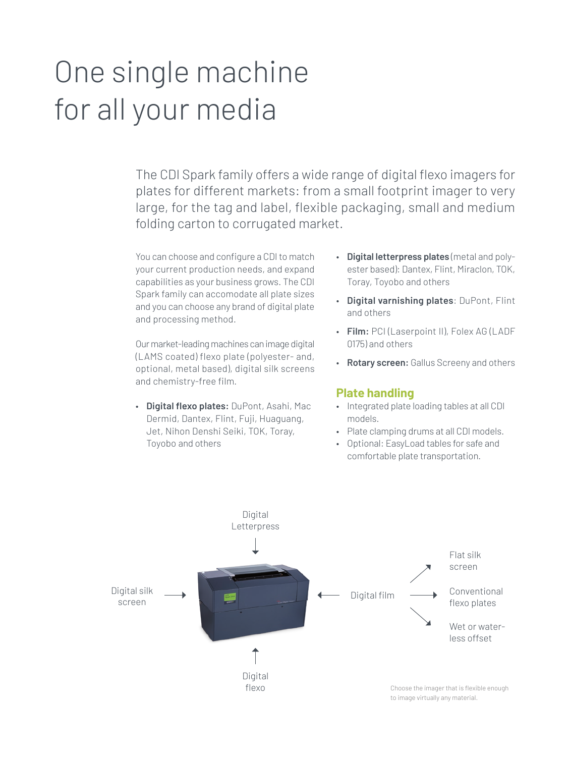# One single machine for all your media

The CDI Spark family offers a wide range of digital flexo imagers for plates for different markets: from a small footprint imager to very large, for the tag and label, flexible packaging, small and medium folding carton to corrugated market.

You can choose and configure a CDI to match your current production needs, and expand capabilities as your business grows. The CDI Spark family can accomodate all plate sizes and you can choose any brand of digital plate and processing method.

Our market-leading machines can image digital (LAMS coated) flexo plate (polyester- and, optional, metal based), digital silk screens and chemistry-free film.

- **Digital flexo plates:** DuPont, Asahi, Mac Dermid, Dantex, Flint, Fuji, Huaguang, Jet, Nihon Denshi Seiki, TOK, Toray, Toyobo and others
- **Digital letterpress plates** (metal and polyester based): Dantex, Flint, Miraclon, TOK, Toray, Toyobo and others
- **Digital varnishing plates**: DuPont, Flint and others
- **Film:** PCI (Laserpoint II), Folex AG (LADF 0175) and others
- **Rotary screen:** Gallus Screeny and others

## Plate handling

- Integrated plate loading tables at all CDI models.
- Plate clamping drums at all CDI models.
- Optional: EasyLoad tables for safe and comfortable plate transportation.

Digital Letterpress

Digital silk screen

Digital film

Flat silk screen

Conventional flexo plates

Wet or waterless offset

Digital flexo

Choose the imager that is flexible enough to image virtually any material.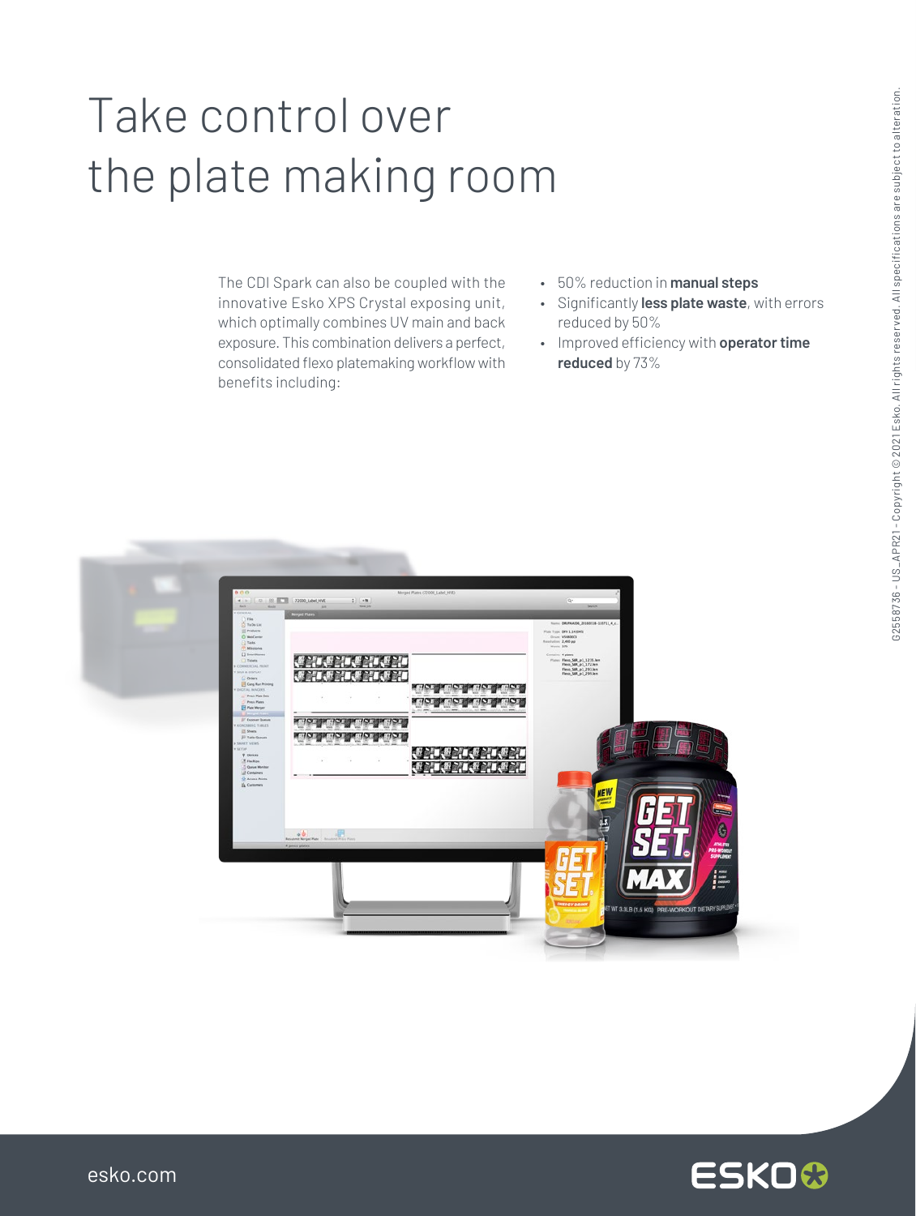# Take control over the plate making room

The CDI Spark can also be coupled with the innovative Esko XPS Crystal exposing unit, which optimally combines UV main and back exposure. This combination delivers a perfect, consolidated flexo platemaking workflow with benefits including:

- 50% reduction in **manual steps**
- Significantly **less plate waste**, with errors reduced by 50%
- Improved efficiency with **operator time reduced** by 73%

G2558736 - US_APR21 - Copyright © 2021 Esko. All rights reserved. All specifications are subject to alteration.

esko.com